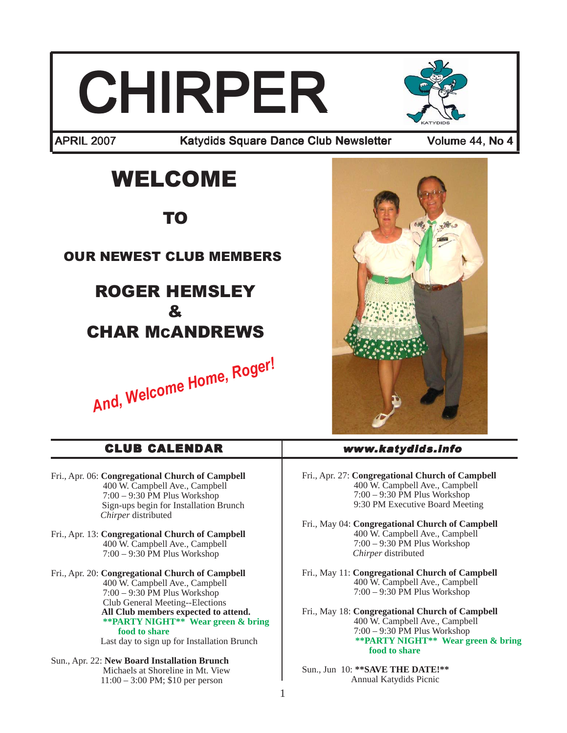# CHIRPER

APRIL 2007 — Katydids Square Dance Club Newsletter — Volume 44, No 4

# WELCOME

## TO

### OUR NEWEST CLUB MEMBERS

## ROGER HEMSLEY & CHAR McANDREWS

***And, Welcome Home, Roger!***

## CLUB CALENDAR

*www.katydids.info*

Fri., Apr. 06: **Congregational Church of Campbell**
400 W. Campbell Ave., Campbell
7:00 – 9:30 PM Plus Workshop
Sign-ups begin for Installation Brunch
*Chirper* distributed

Fri., Apr. 13: **Congregational Church of Campbell**
400 W. Campbell Ave., Campbell
7:00 – 9:30 PM Plus Workshop

Fri., Apr. 20: **Congregational Church of Campbell**
400 W. Campbell Ave., Campbell
7:00 – 9:30 PM Plus Workshop
Club General Meeting--Elections
**All Club members expected to attend.**
**\*\*PARTY NIGHT\*\* Wear green & bring food to share**
Last day to sign up for Installation Brunch

Sun., Apr. 22: **New Board Installation Brunch**
Michaels at Shoreline in Mt. View
11:00 – 3:00 PM; $10 per person

Fri., Apr. 27: **Congregational Church of Campbell**
400 W. Campbell Ave., Campbell
7:00 – 9:30 PM Plus Workshop
9:30 PM Executive Board Meeting

Fri., May 04: **Congregational Church of Campbell**
400 W. Campbell Ave., Campbell
7:00 – 9:30 PM Plus Workshop
*Chirper* distributed

Fri., May 11: **Congregational Church of Campbell**
400 W. Campbell Ave., Campbell
7:00 – 9:30 PM Plus Workshop

Fri., May 18: **Congregational Church of Campbell**
400 W. Campbell Ave., Campbell
7:00 – 9:30 PM Plus Workshop
**\*\*PARTY NIGHT\*\* Wear green & bring food to share**

Sun., Jun 10: **\*\*SAVE THE DATE!\*\***
Annual Katydids Picnic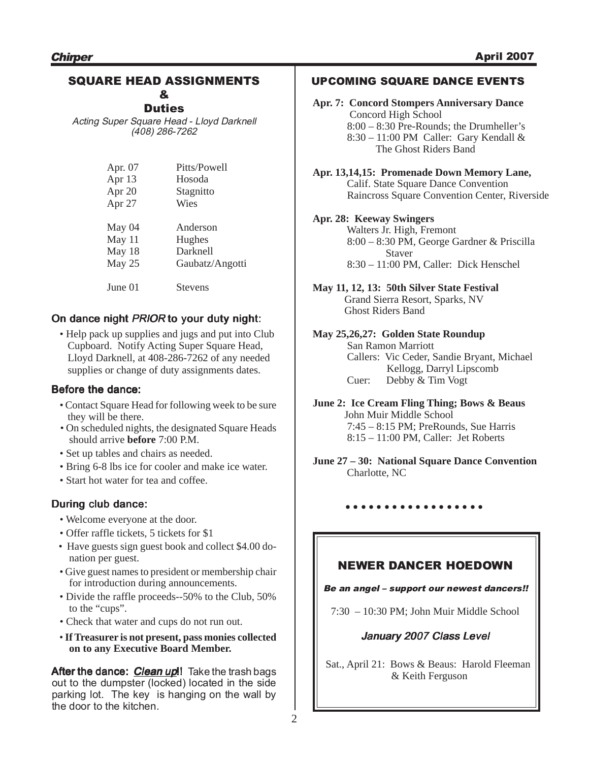## SQUARE HEAD ASSIGNMENTS & Duties

*Acting Super Square Head - Lloyd Darknell (408) 286-7262*

| | |
|---|---|
| Apr. 07 | Pitts/Powell |
| Apr 13 | Hosoda |
| Apr 20 | Stagnitto |
| Apr 27 | Wies |
| May 04 | Anderson |
| May 11 | Hughes |
| May 18 | Darknell |
| May 25 | Gaubatz/Angotti |
| June 01 | Stevens |

### On dance night *PRIOR* to your duty night:

- Help pack up supplies and jugs and put into Club Cupboard. Notify Acting Super Square Head, Lloyd Darknell, at 408-286-7262 of any needed supplies or change of duty assignments dates.

### Before the dance:

- Contact Square Head for following week to be sure they will be there.
- On scheduled nights, the designated Square Heads should arrive **before** 7:00 P.M.
- Set up tables and chairs as needed.
- Bring 6-8 lbs ice for cooler and make ice water.
- Start hot water for tea and coffee.

### During club dance:

- Welcome everyone at the door.
- Offer raffle tickets, 5 tickets for $1
- Have guests sign guest book and collect $4.00 donation per guest.
- Give guest names to president or membership chair for introduction during announcements.
- Divide the raffle proceeds--50% to the Club, 50% to the "cups".
- Check that water and cups do not run out.
- **If Treasurer is not present, pass monies collected on to any Executive Board Member.**

**After the dance: *Clean up*!!** Take the trash bags out to the dumpster (locked) located in the side parking lot. The key is hanging on the wall by the door to the kitchen.

## UPCOMING SQUARE DANCE EVENTS

**Apr. 7: Concord Stompers Anniversary Dance**
Concord High School
8:00 – 8:30 Pre-Rounds; the Drumheller's
8:30 – 11:00 PM Caller: Gary Kendall & The Ghost Riders Band

**Apr. 13,14,15: Promenade Down Memory Lane,**
Calif. State Square Dance Convention
Raincross Square Convention Center, Riverside

**Apr. 28: Keeway Swingers**
Walters Jr. High, Fremont
8:00 – 8:30 PM, George Gardner & Priscilla Staver
8:30 – 11:00 PM, Caller: Dick Henschel

**May 11, 12, 13: 50th Silver State Festival**
Grand Sierra Resort, Sparks, NV
Ghost Riders Band

**May 25,26,27: Golden State Roundup**
San Ramon Marriott
Callers: Vic Ceder, Sandie Bryant, Michael Kellogg, Darryl Lipscomb
Cuer: Debby & Tim Vogt

**June 2: Ice Cream Fling Thing; Bows & Beaus**
John Muir Middle School
7:45 – 8:15 PM; PreRounds, Sue Harris
8:15 – 11:00 PM, Caller: Jet Roberts

**June 27 – 30: National Square Dance Convention**
Charlotte, NC

## NEWER DANCER HOEDOWN

***Be an angel – support our newest dancers!!***

7:30 – 10:30 PM; John Muir Middle School

***January 2007 Class Level***

Sat., April 21: Bows & Beaus: Harold Fleeman & Keith Ferguson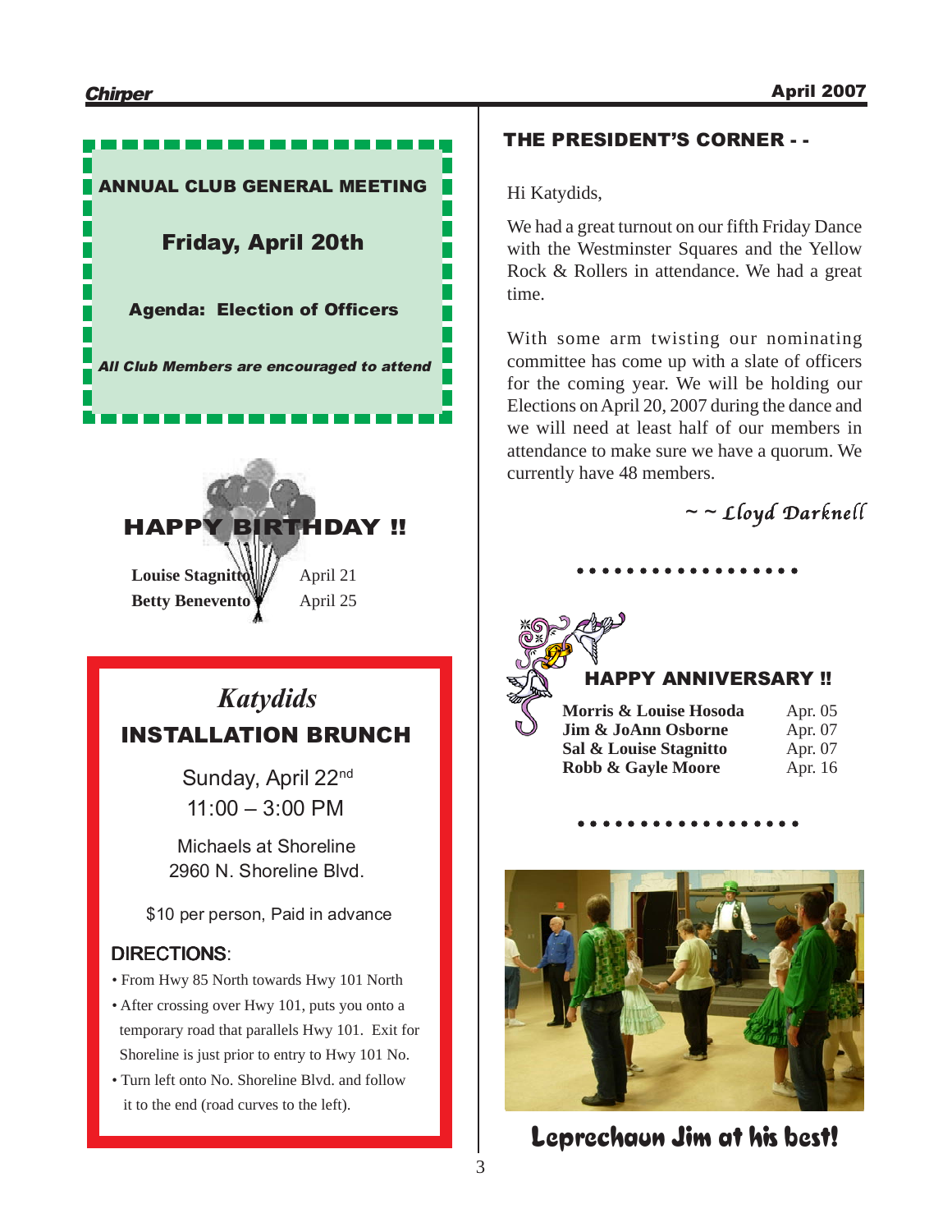## ANNUAL CLUB GENERAL MEETING

**Friday, April 20th**

**Agenda: Election of Officers**

***All Club Members are encouraged to attend***

## HAPPY BIRTHDAY !!

| | |
|---|---|
| **Louise Stagnitto** | April 21 |
| **Betty Benevento** | April 25 |

## *Katydids*
## INSTALLATION BRUNCH

Sunday, April 22nd
11:00 – 3:00 PM

Michaels at Shoreline
2960 N. Shoreline Blvd.

$10 per person, Paid in advance

DIRECTIONS:

- From Hwy 85 North towards Hwy 101 North
- After crossing over Hwy 101, puts you onto a temporary road that parallels Hwy 101. Exit for Shoreline is just prior to entry to Hwy 101 No.
- Turn left onto No. Shoreline Blvd. and follow it to the end (road curves to the left).

## THE PRESIDENT'S CORNER - -

Hi Katydids,

We had a great turnout on our fifth Friday Dance with the Westminster Squares and the Yellow Rock & Rollers in attendance. We had a great time.

With some arm twisting our nominating committee has come up with a slate of officers for the coming year. We will be holding our Elections on April 20, 2007 during the dance and we will need at least half of our members in attendance to make sure we have a quorum. We currently have 48 members.

*~ ~ Lloyd Darknell*

## HAPPY ANNIVERSARY !!

| | |
|---|---|
| **Morris & Louise Hosoda** | Apr. 05 |
| **Jim & JoAnn Osborne** | Apr. 07 |
| **Sal & Louise Stagnitto** | Apr. 07 |
| **Robb & Gayle Moore** | Apr. 16 |

**Leprechaun Jim at his best!**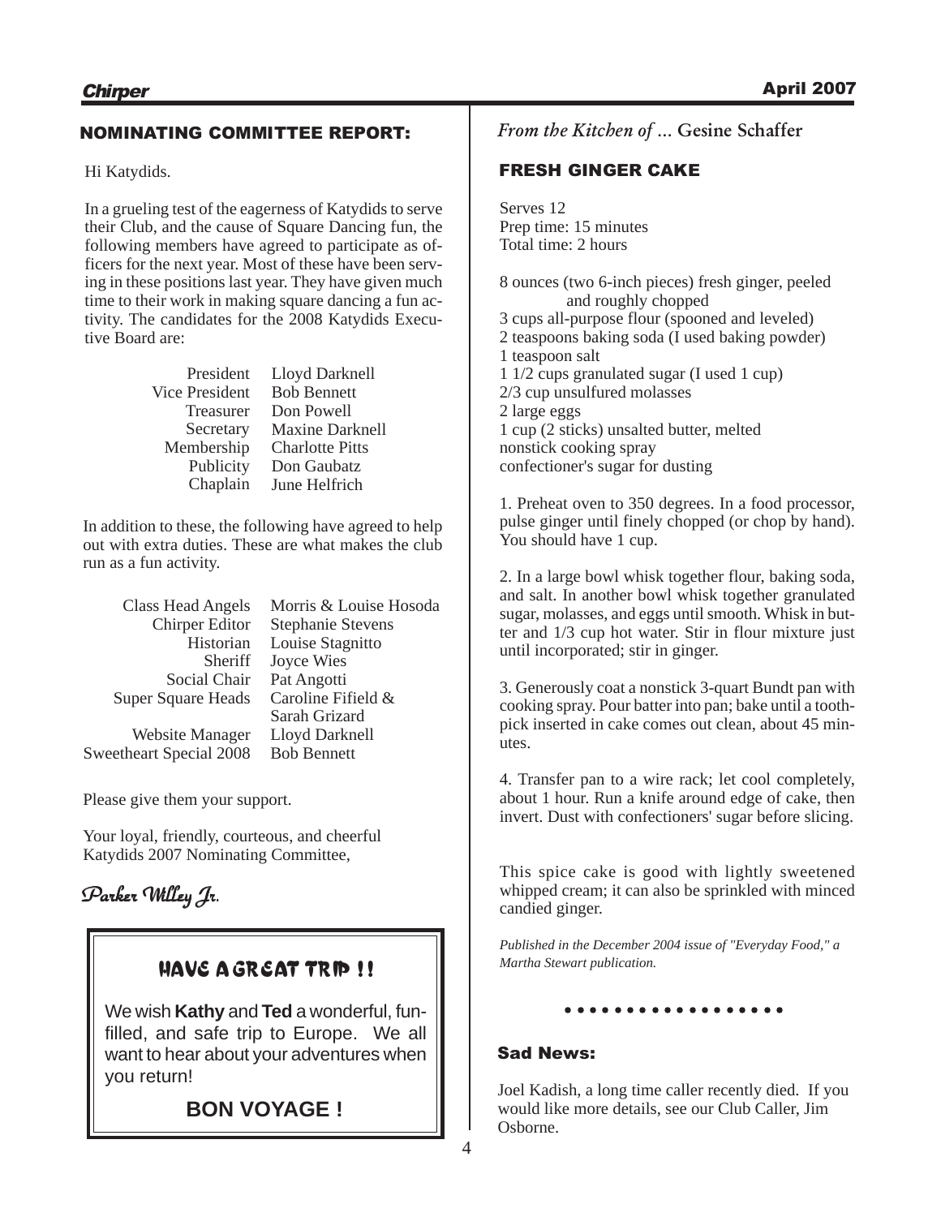## NOMINATING COMMITTEE REPORT:

Hi Katydids.

In a grueling test of the eagerness of Katydids to serve their Club, and the cause of Square Dancing fun, the following members have agreed to participate as officers for the next year. Most of these have been serving in these positions last year. They have given much time to their work in making square dancing a fun activity. The candidates for the 2008 Katydids Executive Board are:

| | |
|---|---|
| President | Lloyd Darknell |
| Vice President | Bob Bennett |
| Treasurer | Don Powell |
| Secretary | Maxine Darknell |
| Membership | Charlotte Pitts |
| Publicity | Don Gaubatz |
| Chaplain | June Helfrich |

In addition to these, the following have agreed to help out with extra duties. These are what makes the club run as a fun activity.

| | |
|---|---|
| Class Head Angels | Morris & Louise Hosoda |
| Chirper Editor | Stephanie Stevens |
| Historian | Louise Stagnitto |
| Sheriff | Joyce Wies |
| Social Chair | Pat Angotti |
| Super Square Heads | Caroline Fifield & Sarah Grizard |
| Website Manager | Lloyd Darknell |
| Sweetheart Special 2008 | Bob Bennett |

Please give them your support.

Your loyal, friendly, courteous, and cheerful Katydids 2007 Nominating Committee,

*Parker Willey Jr.*

## HAVE A GREAT TRIP !!

We wish **Kathy** and **Ted** a wonderful, fun-filled, and safe trip to Europe. We all want to hear about your adventures when you return!

**BON VOYAGE !**

*From the Kitchen of ...* Gesine Schaffer

## FRESH GINGER CAKE

Serves 12
Prep time: 15 minutes
Total time: 2 hours

8 ounces (two 6-inch pieces) fresh ginger, peeled and roughly chopped
3 cups all-purpose flour (spooned and leveled)
2 teaspoons baking soda (I used baking powder)
1 teaspoon salt
1 1/2 cups granulated sugar (I used 1 cup)
2/3 cup unsulfured molasses
2 large eggs
1 cup (2 sticks) unsalted butter, melted
nonstick cooking spray
confectioner's sugar for dusting

1. Preheat oven to 350 degrees. In a food processor, pulse ginger until finely chopped (or chop by hand). You should have 1 cup.

2. In a large bowl whisk together flour, baking soda, and salt. In another bowl whisk together granulated sugar, molasses, and eggs until smooth. Whisk in butter and 1/3 cup hot water. Stir in flour mixture just until incorporated; stir in ginger.

3. Generously coat a nonstick 3-quart Bundt pan with cooking spray. Pour batter into pan; bake until a toothpick inserted in cake comes out clean, about 45 minutes.

4. Transfer pan to a wire rack; let cool completely, about 1 hour. Run a knife around edge of cake, then invert. Dust with confectioners' sugar before slicing.

This spice cake is good with lightly sweetened whipped cream; it can also be sprinkled with minced candied ginger.

*Published in the December 2004 issue of "Everyday Food," a Martha Stewart publication.*

## Sad News:

Joel Kadish, a long time caller recently died. If you would like more details, see our Club Caller, Jim Osborne.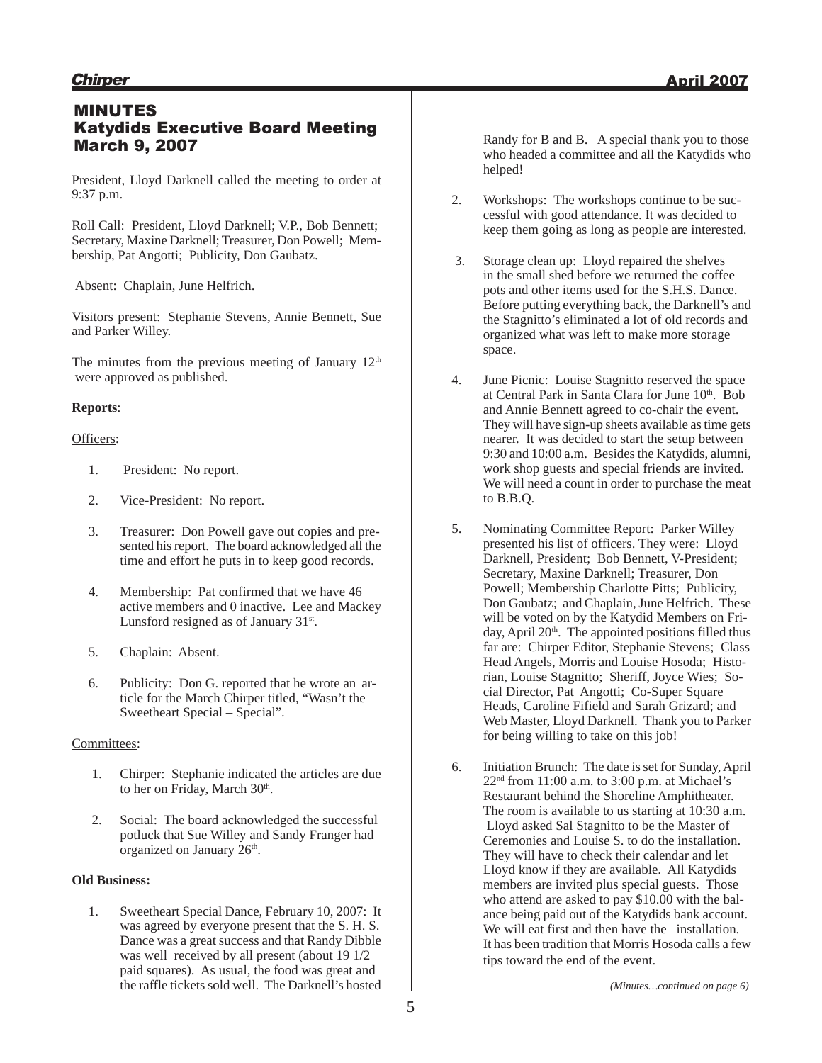# MINUTES
## Katydids Executive Board Meeting
## March 9, 2007

President, Lloyd Darknell called the meeting to order at 9:37 p.m.

Roll Call: President, Lloyd Darknell; V.P., Bob Bennett; Secretary, Maxine Darknell; Treasurer, Don Powell; Membership, Pat Angotti; Publicity, Don Gaubatz.

Absent: Chaplain, June Helfrich.

Visitors present: Stephanie Stevens, Annie Bennett, Sue and Parker Willey.

The minutes from the previous meeting of January 12th were approved as published.

**Reports**:

Officers:

1. President: No report.
2. Vice-President: No report.
3. Treasurer: Don Powell gave out copies and presented his report. The board acknowledged all the time and effort he puts in to keep good records.
4. Membership: Pat confirmed that we have 46 active members and 0 inactive. Lee and Mackey Lunsford resigned as of January 31st.
5. Chaplain: Absent.
6. Publicity: Don G. reported that he wrote an article for the March Chirper titled, "Wasn't the Sweetheart Special – Special".

Committees:

1. Chirper: Stephanie indicated the articles are due to her on Friday, March 30th.
2. Social: The board acknowledged the successful potluck that Sue Willey and Sandy Franger had organized on January 26th.

**Old Business:**

1. Sweetheart Special Dance, February 10, 2007: It was agreed by everyone present that the S. H. S. Dance was a great success and that Randy Dibble was well received by all present (about 19 1/2 paid squares). As usual, the food was great and the raffle tickets sold well. The Darknell's hosted Randy for B and B. A special thank you to those who headed a committee and all the Katydids who helped!
2. Workshops: The workshops continue to be successful with good attendance. It was decided to keep them going as long as people are interested.
3. Storage clean up: Lloyd repaired the shelves in the small shed before we returned the coffee pots and other items used for the S.H.S. Dance. Before putting everything back, the Darknell's and the Stagnitto's eliminated a lot of old records and organized what was left to make more storage space.
4. June Picnic: Louise Stagnitto reserved the space at Central Park in Santa Clara for June 10th. Bob and Annie Bennett agreed to co-chair the event. They will have sign-up sheets available as time gets nearer. It was decided to start the setup between 9:30 and 10:00 a.m. Besides the Katydids, alumni, work shop guests and special friends are invited. We will need a count in order to purchase the meat to B.B.Q.
5. Nominating Committee Report: Parker Willey presented his list of officers. They were: Lloyd Darknell, President; Bob Bennett, V-President; Secretary, Maxine Darknell; Treasurer, Don Powell; Membership Charlotte Pitts; Publicity, Don Gaubatz; and Chaplain, June Helfrich. These will be voted on by the Katydid Members on Friday, April 20th. The appointed positions filled thus far are: Chirper Editor, Stephanie Stevens; Class Head Angels, Morris and Louise Hosoda; Historian, Louise Stagnitto; Sheriff, Joyce Wies; Social Director, Pat Angotti; Co-Super Square Heads, Caroline Fifield and Sarah Grizard; and Web Master, Lloyd Darknell. Thank you to Parker for being willing to take on this job!
6. Initiation Brunch: The date is set for Sunday, April 22nd from 11:00 a.m. to 3:00 p.m. at Michael's Restaurant behind the Shoreline Amphitheater. The room is available to us starting at 10:30 a.m. Lloyd asked Sal Stagnitto to be the Master of Ceremonies and Louise S. to do the installation. They will have to check their calendar and let Lloyd know if they are available. All Katydids members are invited plus special guests. Those who attend are asked to pay $10.00 with the balance being paid out of the Katydids bank account. We will eat first and then have the installation. It has been tradition that Morris Hosoda calls a few tips toward the end of the event.

*(Minutes…continued on page 6)*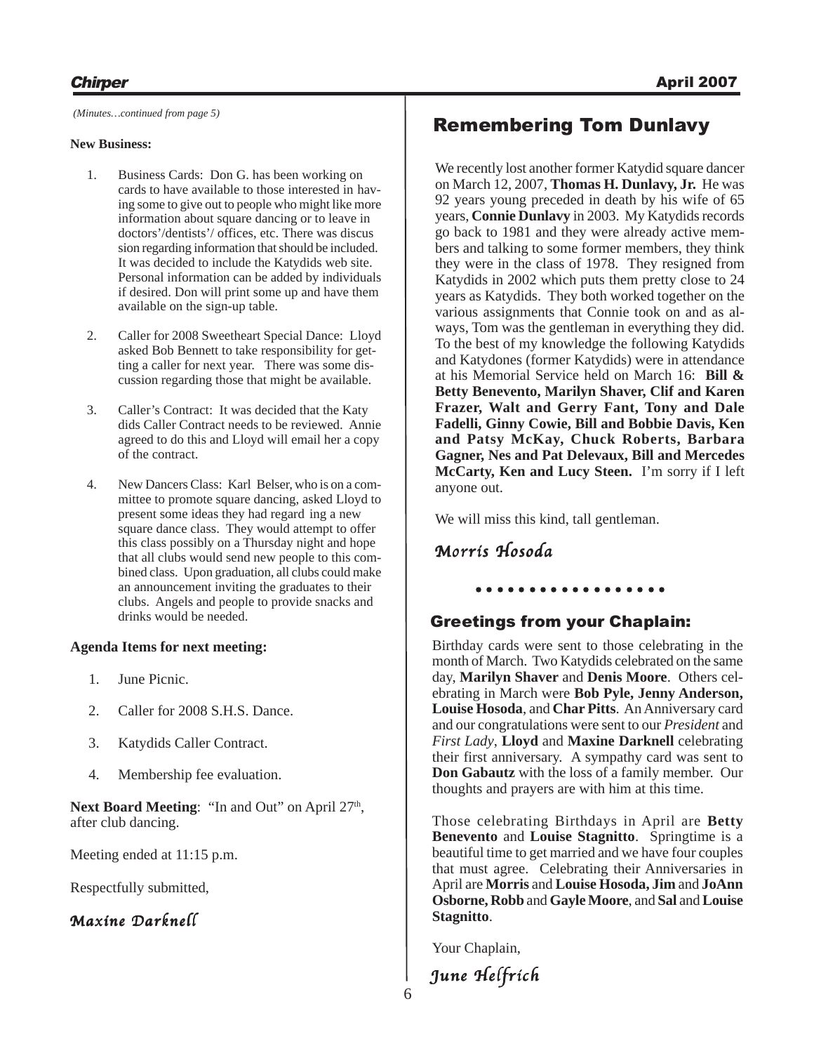*(Minutes…continued from page 5)*

**New Business:**

1. Business Cards: Don G. has been working on cards to have available to those interested in having some to give out to people who might like more information about square dancing or to leave in doctors'/dentists'/ offices, etc. There was discussion regarding information that should be included. It was decided to include the Katydids web site. Personal information can be added by individuals if desired. Don will print some up and have them available on the sign-up table.

2. Caller for 2008 Sweetheart Special Dance: Lloyd asked Bob Bennett to take responsibility for getting a caller for next year. There was some discussion regarding those that might be available.

3. Caller's Contract: It was decided that the Katydids Caller Contract needs to be reviewed. Annie agreed to do this and Lloyd will email her a copy of the contract.

4. New Dancers Class: Karl Belser, who is on a committee to promote square dancing, asked Lloyd to present some ideas they had regarding a new square dance class. They would attempt to offer this class possibly on a Thursday night and hope that all clubs would send new people to this combined class. Upon graduation, all clubs could make an announcement inviting the graduates to their clubs. Angels and people to provide snacks and drinks would be needed.

**Agenda Items for next meeting:**

1. June Picnic.
2. Caller for 2008 S.H.S. Dance.
3. Katydids Caller Contract.
4. Membership fee evaluation.

**Next Board Meeting**: "In and Out" on April 27th, after club dancing.

Meeting ended at 11:15 p.m.

Respectfully submitted,

*Maxine Darknell*

## Remembering Tom Dunlavy

We recently lost another former Katydid square dancer on March 12, 2007, **Thomas H. Dunlavy, Jr.** He was 92 years young preceded in death by his wife of 65 years, **Connie Dunlavy** in 2003. My Katydids records go back to 1981 and they were already active members and talking to some former members, they think they were in the class of 1978. They resigned from Katydids in 2002 which puts them pretty close to 24 years as Katydids. They both worked together on the various assignments that Connie took on and as always, Tom was the gentleman in everything they did. To the best of my knowledge the following Katydids and Katydones (former Katydids) were in attendance at his Memorial Service held on March 16: **Bill & Betty Benevento, Marilyn Shaver, Clif and Karen Frazer, Walt and Gerry Fant, Tony and Dale Fadelli, Ginny Cowie, Bill and Bobbie Davis, Ken and Patsy McKay, Chuck Roberts, Barbara Gagner, Nes and Pat Delevaux, Bill and Mercedes McCarty, Ken and Lucy Steen.** I'm sorry if I left anyone out.

We will miss this kind, tall gentleman.

*Morris Hosoda*

## Greetings from your Chaplain:

Birthday cards were sent to those celebrating in the month of March. Two Katydids celebrated on the same day, **Marilyn Shaver** and **Denis Moore**. Others celebrating in March were **Bob Pyle, Jenny Anderson, Louise Hosoda**, and **Char Pitts**. An Anniversary card and our congratulations were sent to our *President* and *First Lady*, **Lloyd** and **Maxine Darknell** celebrating their first anniversary. A sympathy card was sent to **Don Gabautz** with the loss of a family member. Our thoughts and prayers are with him at this time.

Those celebrating Birthdays in April are **Betty Benevento** and **Louise Stagnitto**. Springtime is a beautiful time to get married and we have four couples that must agree. Celebrating their Anniversaries in April are **Morris** and **Louise Hosoda, Jim** and **JoAnn Osborne, Robb** and **Gayle Moore**, and **Sal** and **Louise Stagnitto**.

Your Chaplain,

*June Helfrich*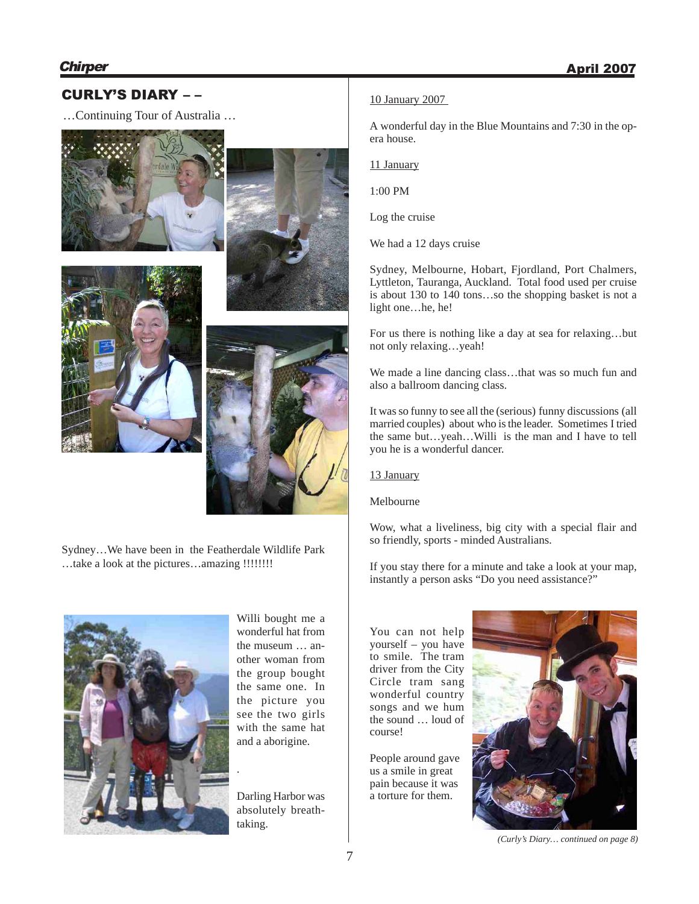## CURLY'S DIARY – –

…Continuing Tour of Australia …

Sydney…We have been in the Featherdale Wildlife Park …take a look at the pictures…amazing !!!!!!!!

Willi bought me a wonderful hat from the museum … another woman from the group bought the same one. In the picture you see the two girls with the same hat and a aborigine.

.

Darling Harbor was absolutely breathtaking.

10 January 2007

A wonderful day in the Blue Mountains and 7:30 in the opera house.

11 January

1:00 PM

Log the cruise

We had a 12 days cruise

Sydney, Melbourne, Hobart, Fjordland, Port Chalmers, Lyttleton, Tauranga, Auckland. Total food used per cruise is about 130 to 140 tons…so the shopping basket is not a light one…he, he!

For us there is nothing like a day at sea for relaxing…but not only relaxing…yeah!

We made a line dancing class…that was so much fun and also a ballroom dancing class.

It was so funny to see all the (serious) funny discussions (all married couples) about who is the leader. Sometimes I tried the same but…yeah…Willi is the man and I have to tell you he is a wonderful dancer.

13 January

Melbourne

Wow, what a liveliness, big city with a special flair and so friendly, sports - minded Australians.

If you stay there for a minute and take a look at your map, instantly a person asks "Do you need assistance?"

You can not help yourself – you have to smile. The tram driver from the City Circle tram sang wonderful country songs and we hum the sound … loud of course!

People around gave us a smile in great pain because it was a torture for them.

*(Curly's Diary… continued on page 8)*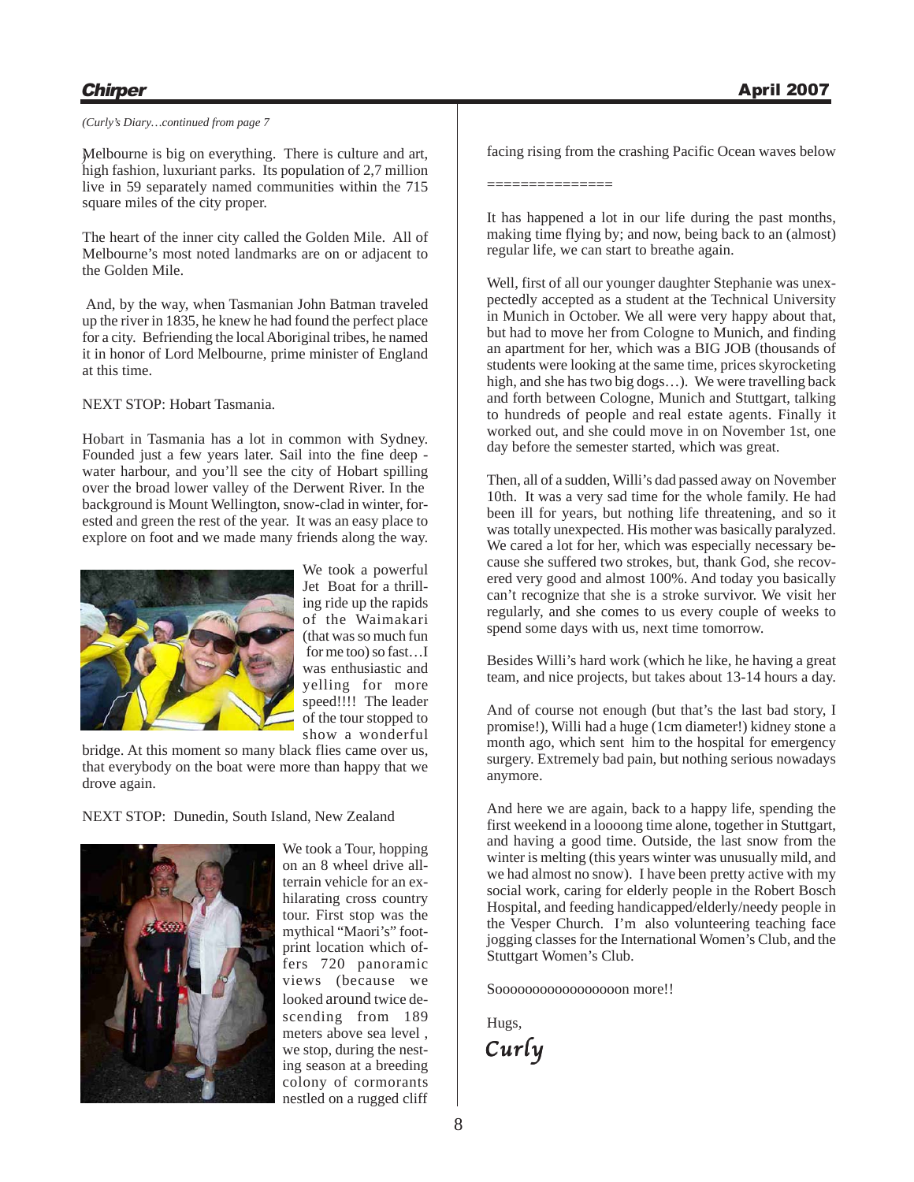*(Curly's Diary…continued from page 7)*

Melbourne is big on everything. There is culture and art, high fashion, luxuriant parks. Its population of 2,7 million live in 59 separately named communities within the 715 square miles of the city proper.

The heart of the inner city called the Golden Mile. All of Melbourne's most noted landmarks are on or adjacent to the Golden Mile.

And, by the way, when Tasmanian John Batman traveled up the river in 1835, he knew he had found the perfect place for a city. Befriending the local Aboriginal tribes, he named it in honor of Lord Melbourne, prime minister of England at this time.

NEXT STOP: Hobart Tasmania.

Hobart in Tasmania has a lot in common with Sydney. Founded just a few years later. Sail into the fine deep - water harbour, and you'll see the city of Hobart spilling over the broad lower valley of the Derwent River. In the background is Mount Wellington, snow-clad in winter, forested and green the rest of the year. It was an easy place to explore on foot and we made many friends along the way.

We took a powerful Jet Boat for a thrilling ride up the rapids of the Waimakari (that was so much fun for me too) so fast…I was enthusiastic and yelling for more speed!!!! The leader of the tour stopped to show a wonderful bridge. At this moment so many black flies came over us, that everybody on the boat were more than happy that we drove again.

NEXT STOP: Dunedin, South Island, New Zealand

We took a Tour, hopping on an 8 wheel drive all-terrain vehicle for an exhilarating cross country tour. First stop was the mythical "Maori's" footprint location which offers 720 panoramic views (because we looked around twice descending from 189 meters above sea level , we stop, during the nesting season at a breeding colony of cormorants nestled on a rugged cliff facing rising from the crashing Pacific Ocean waves below

===============

It has happened a lot in our life during the past months, making time flying by; and now, being back to an (almost) regular life, we can start to breathe again.

Well, first of all our younger daughter Stephanie was unexpectedly accepted as a student at the Technical University in Munich in October. We all were very happy about that, but had to move her from Cologne to Munich, and finding an apartment for her, which was a BIG JOB (thousands of students were looking at the same time, prices skyrocketing high, and she has two big dogs…). We were travelling back and forth between Cologne, Munich and Stuttgart, talking to hundreds of people and real estate agents. Finally it worked out, and she could move in on November 1st, one day before the semester started, which was great.

Then, all of a sudden, Willi's dad passed away on November 10th. It was a very sad time for the whole family. He had been ill for years, but nothing life threatening, and so it was totally unexpected. His mother was basically paralyzed. We cared a lot for her, which was especially necessary because she suffered two strokes, but, thank God, she recovered very good and almost 100%. And today you basically can't recognize that she is a stroke survivor. We visit her regularly, and she comes to us every couple of weeks to spend some days with us, next time tomorrow.

Besides Willi's hard work (which he like, he having a great team, and nice projects, but takes about 13-14 hours a day.

And of course not enough (but that's the last bad story, I promise!), Willi had a huge (1cm diameter!) kidney stone a month ago, which sent him to the hospital for emergency surgery. Extremely bad pain, but nothing serious nowadays anymore.

And here we are again, back to a happy life, spending the first weekend in a loooong time alone, together in Stuttgart, and having a good time. Outside, the last snow from the winter is melting (this years winter was unusually mild, and we had almost no snow). I have been pretty active with my social work, caring for elderly people in the Robert Bosch Hospital, and feeding handicapped/elderly/needy people in the Vesper Church. I'm also volunteering teaching face jogging classes for the International Women's Club, and the Stuttgart Women's Club.

Sooooooooooooooooon more!!

Hugs,

*Curly*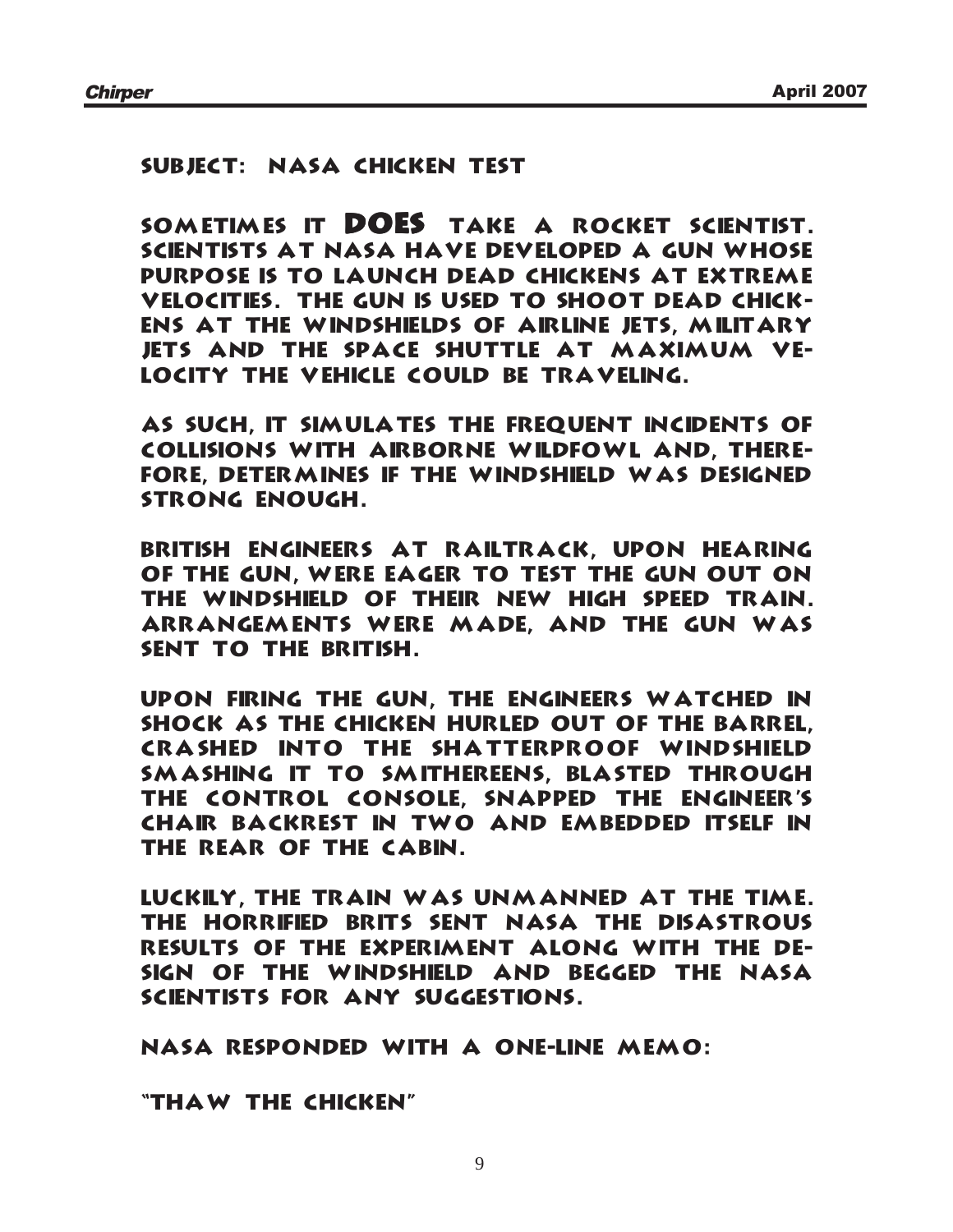## SUBJECT: NASA CHICKEN TEST

SOMETIMES IT **DOES** TAKE A ROCKET SCIENTIST. SCIENTISTS AT NASA HAVE DEVELOPED A GUN WHOSE PURPOSE IS TO LAUNCH DEAD CHICKENS AT EXTREME VELOCITIES. THE GUN IS USED TO SHOOT DEAD CHICKENS AT THE WINDSHIELDS OF AIRLINE JETS, MILITARY JETS AND THE SPACE SHUTTLE AT MAXIMUM VELOCITY THE VEHICLE COULD BE TRAVELING.

AS SUCH, IT SIMULATES THE FREQUENT INCIDENTS OF COLLISIONS WITH AIRBORNE WILDFOWL AND, THEREFORE, DETERMINES IF THE WINDSHIELD WAS DESIGNED STRONG ENOUGH.

BRITISH ENGINEERS AT RAILTRACK, UPON HEARING OF THE GUN, WERE EAGER TO TEST THE GUN OUT ON THE WINDSHIELD OF THEIR NEW HIGH SPEED TRAIN. ARRANGEMENTS WERE MADE, AND THE GUN WAS SENT TO THE BRITISH.

UPON FIRING THE GUN, THE ENGINEERS WATCHED IN SHOCK AS THE CHICKEN HURLED OUT OF THE BARREL, CRASHED INTO THE SHATTERPROOF WINDSHIELD SMASHING IT TO SMITHEREENS, BLASTED THROUGH THE CONTROL CONSOLE, SNAPPED THE ENGINEER'S CHAIR BACKREST IN TWO AND EMBEDDED ITSELF IN THE REAR OF THE CABIN.

LUCKILY, THE TRAIN WAS UNMANNED AT THE TIME. THE HORRIFIED BRITS SENT NASA THE DISASTROUS RESULTS OF THE EXPERIMENT ALONG WITH THE DESIGN OF THE WINDSHIELD AND BEGGED THE NASA SCIENTISTS FOR ANY SUGGESTIONS.

NASA RESPONDED WITH A ONE-LINE MEMO:

"THAW THE CHICKEN"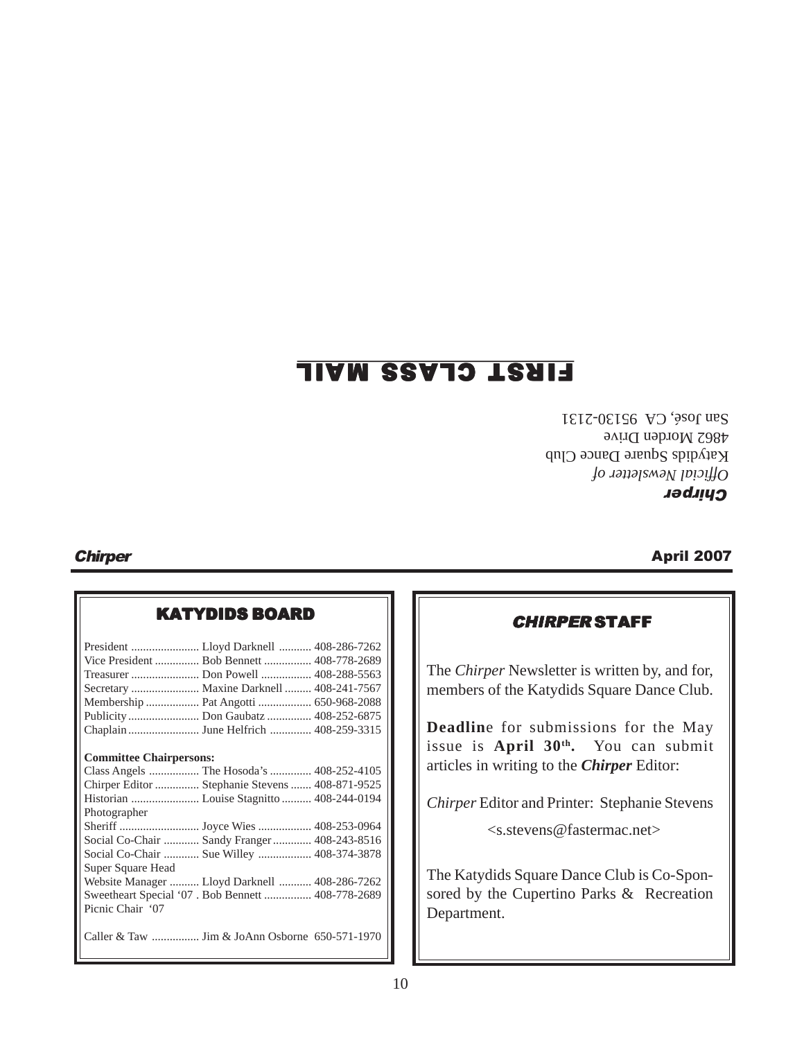**Chirper**

*Official Newsletter of*

Katydids Square Dance Club

4862 Morden Drive

San José, CA 95130-2131

FIRST CLASS MAIL

## KATYDIDS BOARD

| | | |
|---|---|---|
| President | Lloyd Darknell | 408-286-7262 |
| Vice President | Bob Bennett | 408-778-2689 |
| Treasurer | Don Powell | 408-288-5563 |
| Secretary | Maxine Darknell | 408-241-7567 |
| Membership | Pat Angotti | 650-968-2088 |
| Publicity | Don Gaubatz | 408-252-6875 |
| Chaplain | June Helfrich | 408-259-3315 |

**Committee Chairpersons:**

| | | |
|---|---|---|
| Class Angels | The Hosoda's | 408-252-4105 |
| Chirper Editor | Stephanie Stevens | 408-871-9525 |
| Historian | Louise Stagnitto | 408-244-0194 |
| Photographer | | |
| Sheriff | Joyce Wies | 408-253-0964 |
| Social Co-Chair | Sandy Franger | 408-243-8516 |
| Social Co-Chair | Sue Willey | 408-374-3878 |
| Super Square Head | | |
| Website Manager | Lloyd Darknell | 408-286-7262 |
| Sweetheart Special '07 | Bob Bennett | 408-778-2689 |
| Picnic Chair '07 | | |
| Caller & Taw | Jim & JoAnn Osborne | 650-571-1970 |

## *CHIRPER* STAFF

The *Chirper* Newsletter is written by, and for, members of the Katydids Square Dance Club.

**Deadlin**e for submissions for the May issue is **April 30th.** You can submit articles in writing to the ***Chirper*** Editor:

*Chirper* Editor and Printer: Stephanie Stevens

<s.stevens@fastermac.net>

The Katydids Square Dance Club is Co-Sponsored by the Cupertino Parks & Recreation Department.